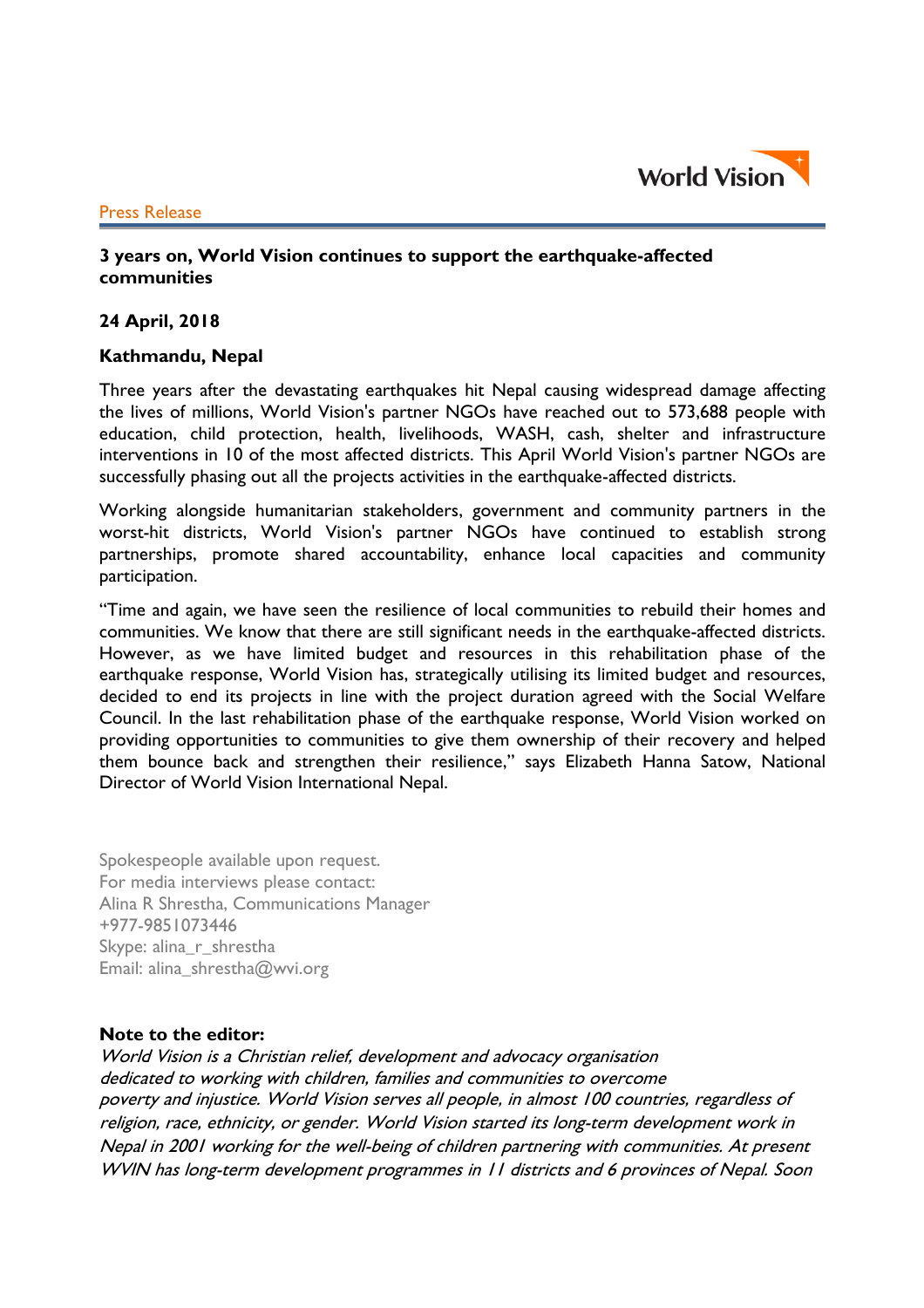World Vision

Press Release

**3 years on, World Vision continues to support the earthquake-affected communities**

**24 April, 2018**

**Kathmandu, Nepal**

Three years after the devastating earthquakes hit Nepal causing widespread damage affecting the lives of millions, World Vision's partner NGOs have reached out to 573,688 people with education, child protection, health, livelihoods, WASH, cash, shelter and infrastructure interventions in 10 of the most affected districts. This April World Vision's partner NGOs are successfully phasing out all the projects activities in the earthquake-affected districts.

Working alongside humanitarian stakeholders, government and community partners in the worst-hit districts, World Vision's partner NGOs have continued to establish strong partnerships, promote shared accountability, enhance local capacities and community participation.

"Time and again, we have seen the resilience of local communities to rebuild their homes and communities. We know that there are still significant needs in the earthquake-affected districts. However, as we have limited budget and resources in this rehabilitation phase of the earthquake response, World Vision has, strategically utilising its limited budget and resources, decided to end its projects in line with the project duration agreed with the Social Welfare Council. In the last rehabilitation phase of the earthquake response, World Vision worked on providing opportunities to communities to give them ownership of their recovery and helped them bounce back and strengthen their resilience," says Elizabeth Hanna Satow, National Director of World Vision International Nepal.

Spokespeople available upon request.
For media interviews please contact:
Alina R Shrestha, Communications Manager
+977-9851073446
Skype: alina_r_shrestha
Email: alina_shrestha@wvi.org

**Note to the editor:**

*World Vision is a Christian relief, development and advocacy organisation dedicated to working with children, families and communities to overcome poverty and injustice. World Vision serves all people, in almost 100 countries, regardless of religion, race, ethnicity, or gender. World Vision started its long-term development work in Nepal in 2001 working for the well-being of children partnering with communities. At present WVIN has long-term development programmes in 11 districts and 6 provinces of Nepal. Soon*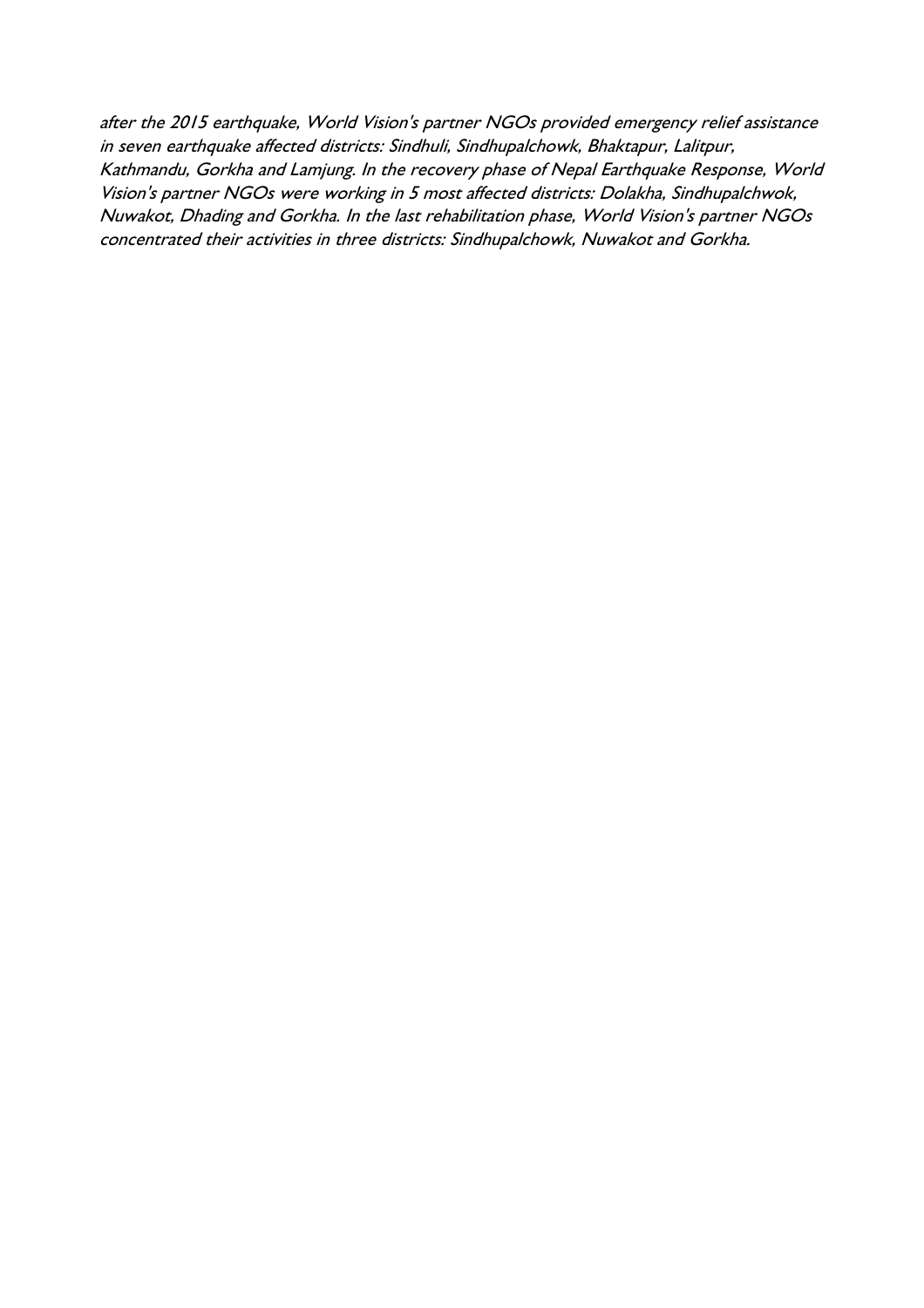*after the 2015 earthquake, World Vision's partner NGOs provided emergency relief assistance in seven earthquake affected districts: Sindhuli, Sindhupalchowk, Bhaktapur, Lalitpur, Kathmandu, Gorkha and Lamjung. In the recovery phase of Nepal Earthquake Response, World Vision's partner NGOs were working in 5 most affected districts: Dolakha, Sindhupalchwok, Nuwakot, Dhading and Gorkha. In the last rehabilitation phase, World Vision's partner NGOs concentrated their activities in three districts: Sindhupalchowk, Nuwakot and Gorkha.*